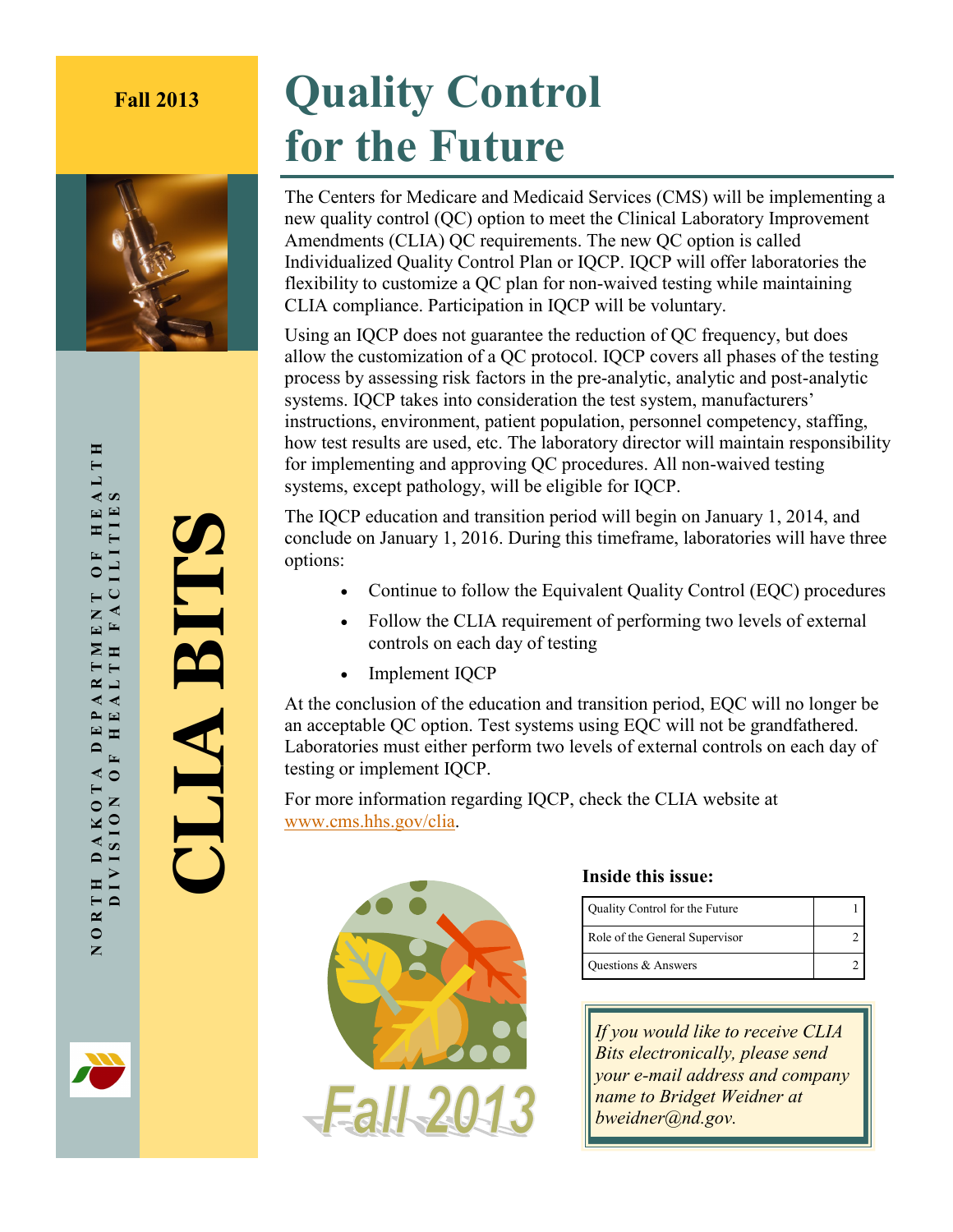**Fall 2013**

**CLIA BITS**

NORTH DAKOTA DEPARTMENT OF HEALTH
DIVISION OF HEALTH FACILITIES

# Quality Control for the Future

The Centers for Medicare and Medicaid Services (CMS) will be implementing a new quality control (QC) option to meet the Clinical Laboratory Improvement Amendments (CLIA) QC requirements. The new QC option is called Individualized Quality Control Plan or IQCP. IQCP will offer laboratories the flexibility to customize a QC plan for non-waived testing while maintaining CLIA compliance. Participation in IQCP will be voluntary.

Using an IQCP does not guarantee the reduction of QC frequency, but does allow the customization of a QC protocol. IQCP covers all phases of the testing process by assessing risk factors in the pre-analytic, analytic and post-analytic systems. IQCP takes into consideration the test system, manufacturers' instructions, environment, patient population, personnel competency, staffing, how test results are used, etc. The laboratory director will maintain responsibility for implementing and approving QC procedures. All non-waived testing systems, except pathology, will be eligible for IQCP.

The IQCP education and transition period will begin on January 1, 2014, and conclude on January 1, 2016. During this timeframe, laboratories will have three options:

- Continue to follow the Equivalent Quality Control (EQC) procedures
- Follow the CLIA requirement of performing two levels of external controls on each day of testing
- Implement IQCP

At the conclusion of the education and transition period, EQC will no longer be an acceptable QC option. Test systems using EQC will not be grandfathered. Laboratories must either perform two levels of external controls on each day of testing or implement IQCP.

For more information regarding IQCP, check the CLIA website at www.cms.hhs.gov/clia.

Fall 2013

**Inside this issue:**

| | |
|---|---|
| Quality Control for the Future | 1 |
| Role of the General Supervisor | 2 |
| Questions & Answers | 2 |

*If you would like to receive CLIA Bits electronically, please send your e-mail address and company name to Bridget Weidner at bweidner@nd.gov.*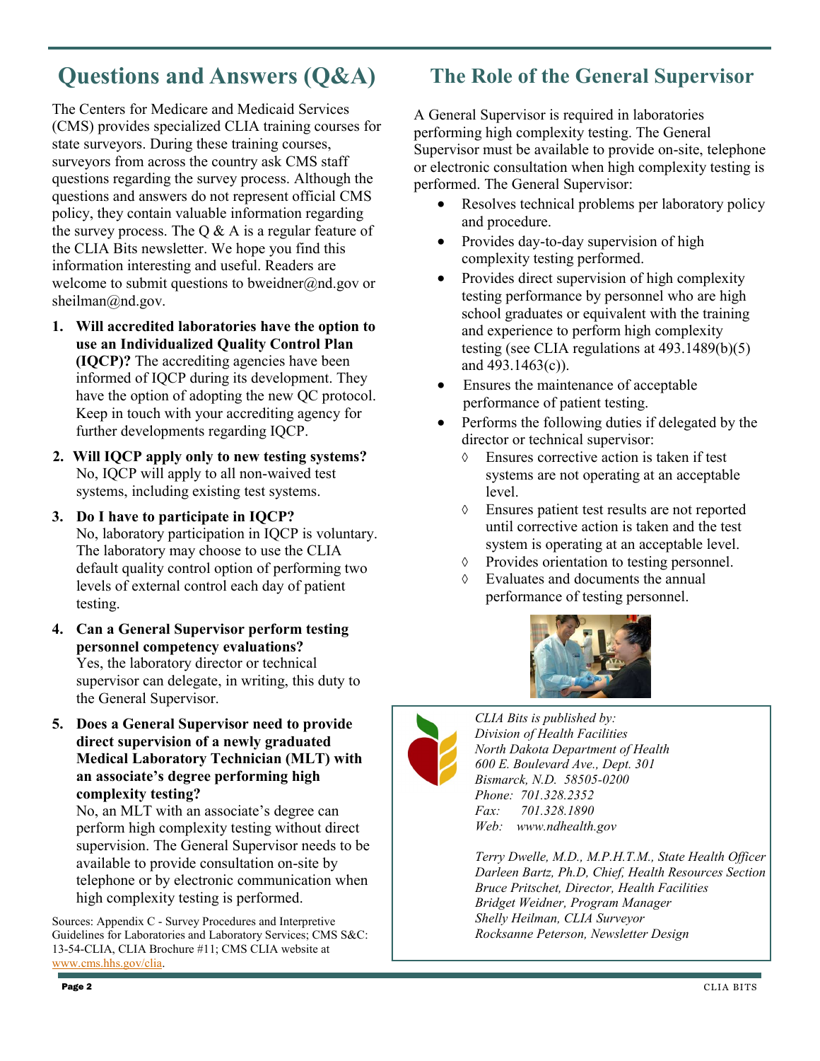## Questions and Answers (Q&A)

The Centers for Medicare and Medicaid Services (CMS) provides specialized CLIA training courses for state surveyors. During these training courses, surveyors from across the country ask CMS staff questions regarding the survey process. Although the questions and answers do not represent official CMS policy, they contain valuable information regarding the survey process. The Q & A is a regular feature of the CLIA Bits newsletter. We hope you find this information interesting and useful. Readers are welcome to submit questions to bweidner@nd.gov or sheilman@nd.gov.

1. **Will accredited laboratories have the option to use an Individualized Quality Control Plan (IQCP)?** The accrediting agencies have been informed of IQCP during its development. They have the option of adopting the new QC protocol. Keep in touch with your accrediting agency for further developments regarding IQCP.

2. **Will IQCP apply only to new testing systems?** No, IQCP will apply to all non-waived test systems, including existing test systems.

3. **Do I have to participate in IQCP?** No, laboratory participation in IQCP is voluntary. The laboratory may choose to use the CLIA default quality control option of performing two levels of external control each day of patient testing.

4. **Can a General Supervisor perform testing personnel competency evaluations?** Yes, the laboratory director or technical supervisor can delegate, in writing, this duty to the General Supervisor.

5. **Does a General Supervisor need to provide direct supervision of a newly graduated Medical Laboratory Technician (MLT) with an associate's degree performing high complexity testing?** No, an MLT with an associate's degree can perform high complexity testing without direct supervision. The General Supervisor needs to be available to provide consultation on-site by telephone or by electronic communication when high complexity testing is performed.

Sources: Appendix C - Survey Procedures and Interpretive Guidelines for Laboratories and Laboratory Services; CMS S&C: 13-54-CLIA, CLIA Brochure #11; CMS CLIA website at www.cms.hhs.gov/clia.

## The Role of the General Supervisor

A General Supervisor is required in laboratories performing high complexity testing. The General Supervisor must be available to provide on-site, telephone or electronic consultation when high complexity testing is performed. The General Supervisor:

- Resolves technical problems per laboratory policy and procedure.
- Provides day-to-day supervision of high complexity testing performed.
- Provides direct supervision of high complexity testing performance by personnel who are high school graduates or equivalent with the training and experience to perform high complexity testing (see CLIA regulations at 493.1489(b)(5) and 493.1463(c)).
- Ensures the maintenance of acceptable performance of patient testing.
- Performs the following duties if delegated by the director or technical supervisor:
  - ◊ Ensures corrective action is taken if test systems are not operating at an acceptable level.
  - ◊ Ensures patient test results are not reported until corrective action is taken and the test system is operating at an acceptable level.
  - ◊ Provides orientation to testing personnel.
  - ◊ Evaluates and documents the annual performance of testing personnel.

*CLIA Bits is published by:*
*Division of Health Facilities*
*North Dakota Department of Health*
*600 E. Boulevard Ave., Dept. 301*
*Bismarck, N.D. 58505-0200*
*Phone: 701.328.2352*
*Fax: 701.328.1890*
*Web: www.ndhealth.gov*

*Terry Dwelle, M.D., M.P.H.T.M., State Health Officer*
*Darleen Bartz, Ph.D, Chief, Health Resources Section*
*Bruce Pritschet, Director, Health Facilities*
*Bridget Weidner, Program Manager*
*Shelly Heilman, CLIA Surveyor*
*Rocksanne Peterson, Newsletter Design*